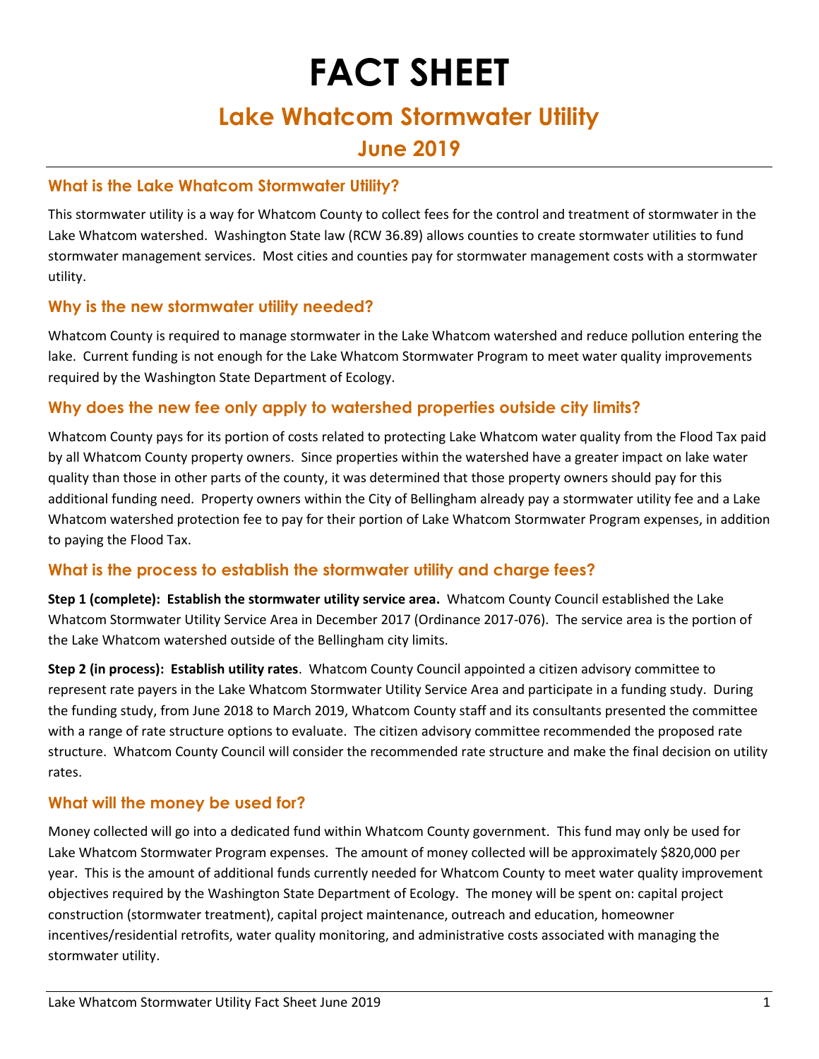# FACT SHEET

## Lake Whatcom Stormwater Utility

## June 2019

### What is the Lake Whatcom Stormwater Utility?

This stormwater utility is a way for Whatcom County to collect fees for the control and treatment of stormwater in the Lake Whatcom watershed. Washington State law (RCW 36.89) allows counties to create stormwater utilities to fund stormwater management services. Most cities and counties pay for stormwater management costs with a stormwater utility.

### Why is the new stormwater utility needed?

Whatcom County is required to manage stormwater in the Lake Whatcom watershed and reduce pollution entering the lake. Current funding is not enough for the Lake Whatcom Stormwater Program to meet water quality improvements required by the Washington State Department of Ecology.

### Why does the new fee only apply to watershed properties outside city limits?

Whatcom County pays for its portion of costs related to protecting Lake Whatcom water quality from the Flood Tax paid by all Whatcom County property owners. Since properties within the watershed have a greater impact on lake water quality than those in other parts of the county, it was determined that those property owners should pay for this additional funding need. Property owners within the City of Bellingham already pay a stormwater utility fee and a Lake Whatcom watershed protection fee to pay for their portion of Lake Whatcom Stormwater Program expenses, in addition to paying the Flood Tax.

### What is the process to establish the stormwater utility and charge fees?

**Step 1 (complete): Establish the stormwater utility service area.** Whatcom County Council established the Lake Whatcom Stormwater Utility Service Area in December 2017 (Ordinance 2017-076). The service area is the portion of the Lake Whatcom watershed outside of the Bellingham city limits.

**Step 2 (in process): Establish utility rates**. Whatcom County Council appointed a citizen advisory committee to represent rate payers in the Lake Whatcom Stormwater Utility Service Area and participate in a funding study. During the funding study, from June 2018 to March 2019, Whatcom County staff and its consultants presented the committee with a range of rate structure options to evaluate. The citizen advisory committee recommended the proposed rate structure. Whatcom County Council will consider the recommended rate structure and make the final decision on utility rates.

### What will the money be used for?

Money collected will go into a dedicated fund within Whatcom County government. This fund may only be used for Lake Whatcom Stormwater Program expenses. The amount of money collected will be approximately $820,000 per year. This is the amount of additional funds currently needed for Whatcom County to meet water quality improvement objectives required by the Washington State Department of Ecology. The money will be spent on: capital project construction (stormwater treatment), capital project maintenance, outreach and education, homeowner incentives/residential retrofits, water quality monitoring, and administrative costs associated with managing the stormwater utility.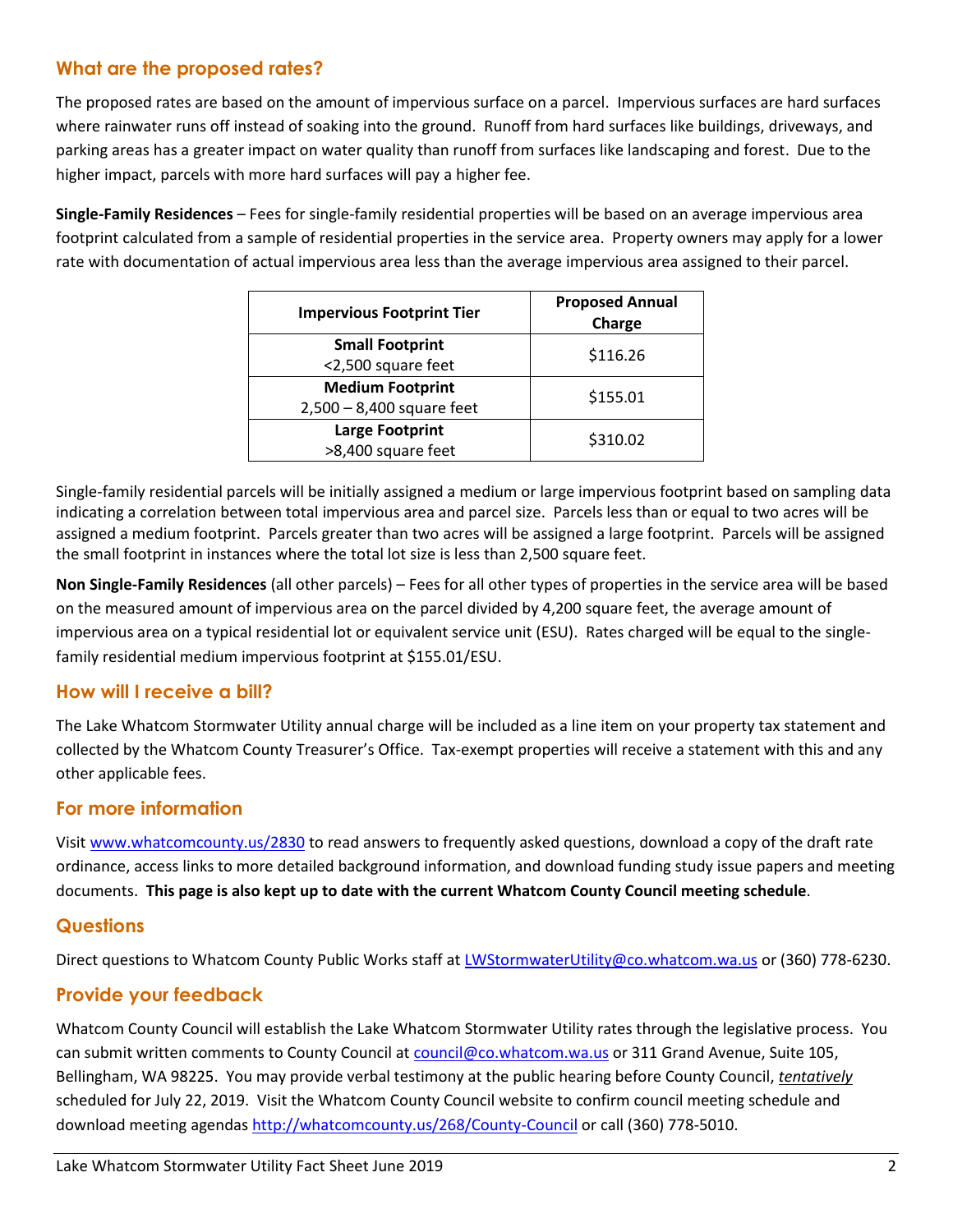## What are the proposed rates?

The proposed rates are based on the amount of impervious surface on a parcel. Impervious surfaces are hard surfaces where rainwater runs off instead of soaking into the ground. Runoff from hard surfaces like buildings, driveways, and parking areas has a greater impact on water quality than runoff from surfaces like landscaping and forest. Due to the higher impact, parcels with more hard surfaces will pay a higher fee.

**Single-Family Residences** – Fees for single-family residential properties will be based on an average impervious area footprint calculated from a sample of residential properties in the service area. Property owners may apply for a lower rate with documentation of actual impervious area less than the average impervious area assigned to their parcel.

| Impervious Footprint Tier | Proposed Annual Charge |
|---|---|
| **Small Footprint** <2,500 square feet | $116.26 |
| **Medium Footprint** 2,500 – 8,400 square feet | $155.01 |
| **Large Footprint** >8,400 square feet | $310.02 |

Single-family residential parcels will be initially assigned a medium or large impervious footprint based on sampling data indicating a correlation between total impervious area and parcel size. Parcels less than or equal to two acres will be assigned a medium footprint. Parcels greater than two acres will be assigned a large footprint. Parcels will be assigned the small footprint in instances where the total lot size is less than 2,500 square feet.

**Non Single-Family Residences** (all other parcels) – Fees for all other types of properties in the service area will be based on the measured amount of impervious area on the parcel divided by 4,200 square feet, the average amount of impervious area on a typical residential lot or equivalent service unit (ESU). Rates charged will be equal to the single-family residential medium impervious footprint at $155.01/ESU.

## How will I receive a bill?

The Lake Whatcom Stormwater Utility annual charge will be included as a line item on your property tax statement and collected by the Whatcom County Treasurer's Office. Tax-exempt properties will receive a statement with this and any other applicable fees.

## For more information

Visit www.whatcomcounty.us/2830 to read answers to frequently asked questions, download a copy of the draft rate ordinance, access links to more detailed background information, and download funding study issue papers and meeting documents. **This page is also kept up to date with the current Whatcom County Council meeting schedule**.

## Questions

Direct questions to Whatcom County Public Works staff at LWStormwaterUtility@co.whatcom.wa.us or (360) 778-6230.

## Provide your feedback

Whatcom County Council will establish the Lake Whatcom Stormwater Utility rates through the legislative process. You can submit written comments to County Council at council@co.whatcom.wa.us or 311 Grand Avenue, Suite 105, Bellingham, WA 98225. You may provide verbal testimony at the public hearing before County Council, ***tentatively*** scheduled for July 22, 2019. Visit the Whatcom County Council website to confirm council meeting schedule and download meeting agendas http://whatcomcounty.us/268/County-Council or call (360) 778-5010.